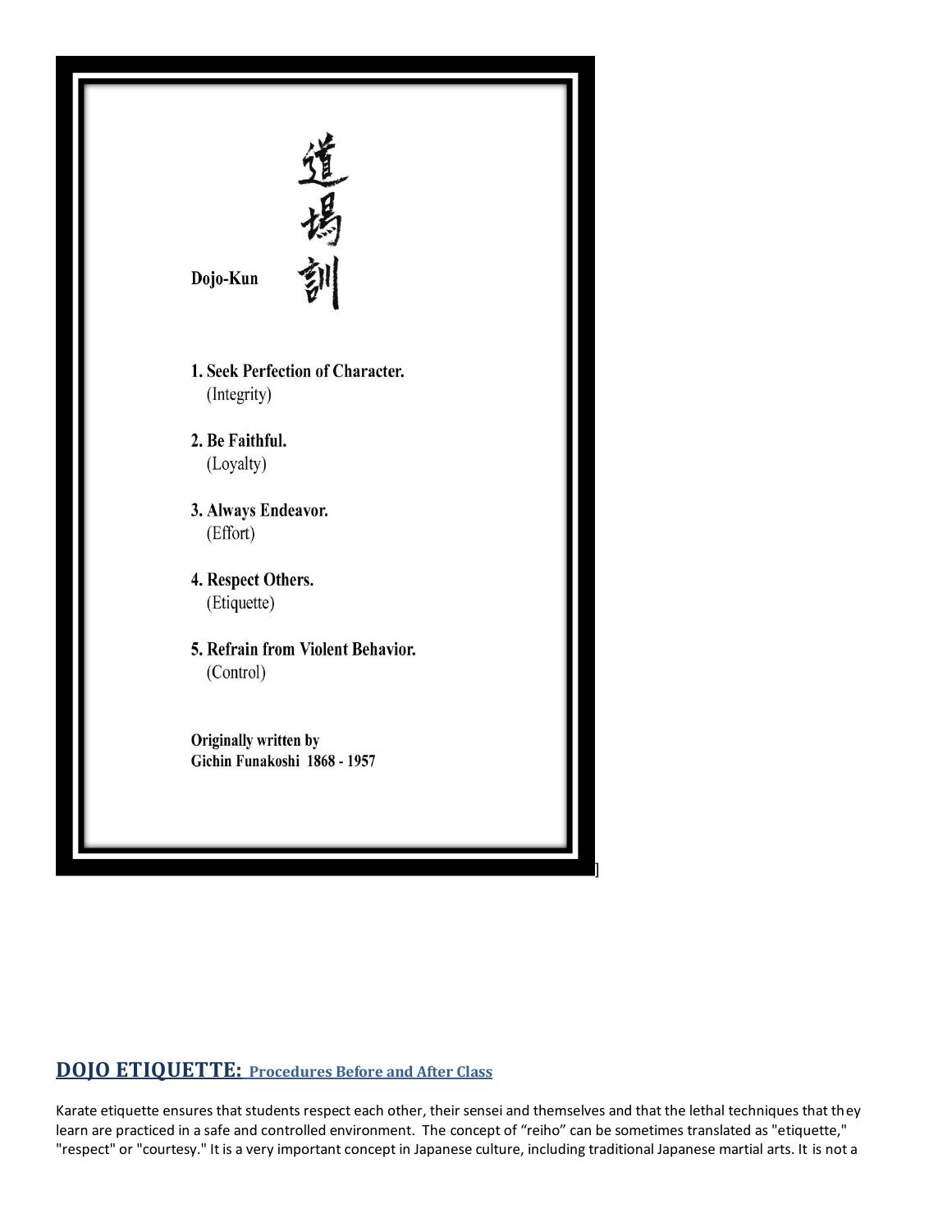Dojo-Kun 道場訓

1. **Seek Perfection of Character.**
   (Integrity)

2. **Be Faithful.**
   (Loyalty)

3. **Always Endeavor.**
   (Effort)

4. **Respect Others.**
   (Etiquette)

5. **Refrain from Violent Behavior.**
   (Control)

**Originally written by**
**Gichin Funakoshi 1868 - 1957**

## DOJO ETIQUETTE: Procedures Before and After Class

Karate etiquette ensures that students respect each other, their sensei and themselves and that the lethal techniques that they learn are practiced in a safe and controlled environment. The concept of "reiho" can be sometimes translated as "etiquette," "respect" or "courtesy." It is a very important concept in Japanese culture, including traditional Japanese martial arts. It is not a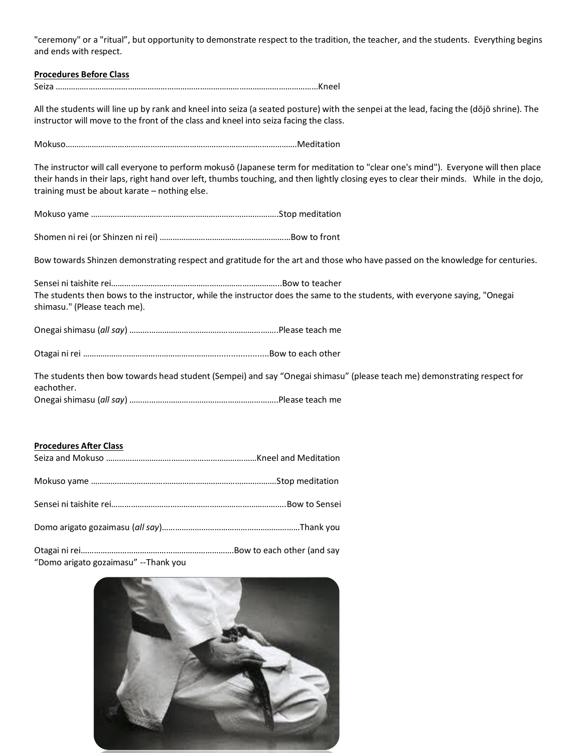"ceremony" or a "ritual", but opportunity to demonstrate respect to the tradition, the teacher, and the students. Everything begins and ends with respect.

**Procedures Before Class**

Seiza ……………………………………………………………………………………………………Kneel

All the students will line up by rank and kneel into seiza (a seated posture) with the senpei at the lead, facing the (dōjō shrine). The instructor will move to the front of the class and kneel into seiza facing the class.

Mokuso……………………………………………………………………………………………Meditation

The instructor will call everyone to perform mokusō (Japanese term for meditation to "clear one's mind"). Everyone will then place their hands in their laps, right hand over left, thumbs touching, and then lightly closing eyes to clear their minds. While in the dojo, training must be about karate – nothing else.

Mokuso yame ………………………………………………………………………….Stop meditation

Shomen ni rei (or Shinzen ni rei) …………………………………………………Bow to front

Bow towards Shinzen demonstrating respect and gratitude for the art and those who have passed on the knowledge for centuries.

Sensei ni taishite rei…………………………………………………………………..Bow to teacher
The students then bows to the instructor, while the instructor does the same to the students, with everyone saying, "Onegai shimasu." (Please teach me).

Onegai shimasu (*all say*) …………………………………………………………..Please teach me

Otagai ni rei ……………………………………………………………………….Bow to each other

The students then bow towards head student (Sempei) and say "Onegai shimasu" (please teach me) demonstrating respect for eachother.
Onegai shimasu (*all say*) …………………………………………………………..Please teach me

**Procedures After Class**

Seiza and Mokuso ……………………………………………………………Kneel and Meditation

Mokuso yame ………………………………………………………………………….Stop meditation

Sensei ni taishite rei…………………………………………………………………..Bow to Sensei

Domo arigato gozaimasu (*all say*)………………………………………………………Thank you

Otagai ni rei……………………………………………………………Bow to each other (and say "Domo arigato gozaimasu" --Thank you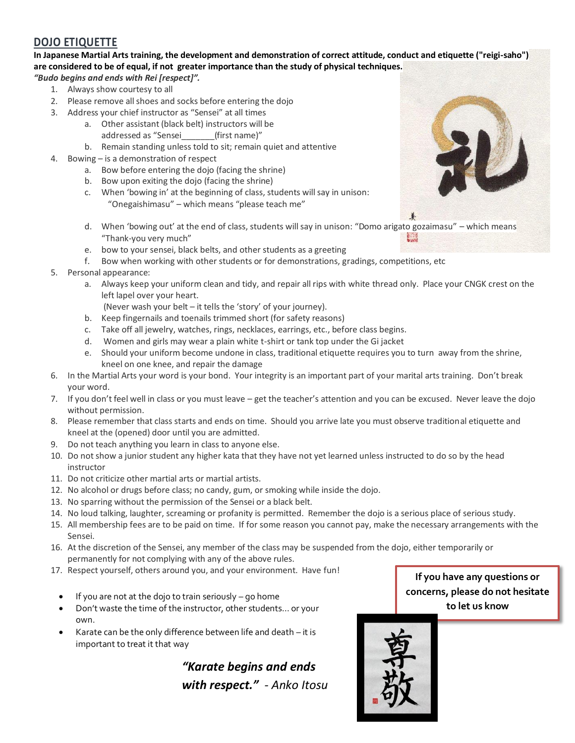## DOJO ETIQUETTE

**In Japanese Martial Arts training, the development and demonstration of correct attitude, conduct and etiquette ("reigi-saho") are considered to be of equal, if not greater importance than the study of physical techniques.**

***"Budo begins and ends with Rei [respect]".***

1. Always show courtesy to all
2. Please remove all shoes and socks before entering the dojo
3. Address your chief instructor as "Sensei" at all times
    a. Other assistant (black belt) instructors will be addressed as "Sensei_______(first name)"
    b. Remain standing unless told to sit; remain quiet and attentive
4. Bowing – is a demonstration of respect
    a. Bow before entering the dojo (facing the shrine)
    b. Bow upon exiting the dojo (facing the shrine)
    c. When 'bowing in' at the beginning of class, students will say in unison: "Onegaishimasu" – which means "please teach me"
    d. When 'bowing out' at the end of class, students will say in unison: "Domo arigato gozaimasu" – which means "Thank-you very much"
    e. bow to your sensei, black belts, and other students as a greeting
    f. Bow when working with other students or for demonstrations, gradings, competitions, etc
5. Personal appearance:
    a. Always keep your uniform clean and tidy, and repair all rips with white thread only. Place your CNGK crest on the left lapel over your heart.
       (Never wash your belt – it tells the 'story' of your journey).
    b. Keep fingernails and toenails trimmed short (for safety reasons)
    c. Take off all jewelry, watches, rings, necklaces, earrings, etc., before class begins.
    d. Women and girls may wear a plain white t-shirt or tank top under the Gi jacket
    e. Should your uniform become undone in class, traditional etiquette requires you to turn away from the shrine, kneel on one knee, and repair the damage
6. In the Martial Arts your word is your bond. Your integrity is an important part of your marital arts training. Don't break your word.
7. If you don't feel well in class or you must leave – get the teacher's attention and you can be excused. Never leave the dojo without permission.
8. Please remember that class starts and ends on time. Should you arrive late you must observe traditional etiquette and kneel at the (opened) door until you are admitted.
9. Do not teach anything you learn in class to anyone else.
10. Do not show a junior student any higher kata that they have not yet learned unless instructed to do so by the head instructor
11. Do not criticize other martial arts or martial artists.
12. No alcohol or drugs before class; no candy, gum, or smoking while inside the dojo.
13. No sparring without the permission of the Sensei or a black belt.
14. No loud talking, laughter, screaming or profanity is permitted. Remember the dojo is a serious place of serious study.
15. All membership fees are to be paid on time. If for some reason you cannot pay, make the necessary arrangements with the Sensei.
16. At the discretion of the Sensei, any member of the class may be suspended from the dojo, either temporarily or permanently for not complying with any of the above rules.
17. Respect yourself, others around you, and your environment. Have fun!

- If you are not at the dojo to train seriously – go home
- Don't waste the time of the instructor, other students... or your own.
- Karate can be the only difference between life and death – it is important to treat it that way

**If you have any questions or concerns, please do not hesitate to let us know**

***"Karate begins and ends with respect."*** *- Anko Itosu*